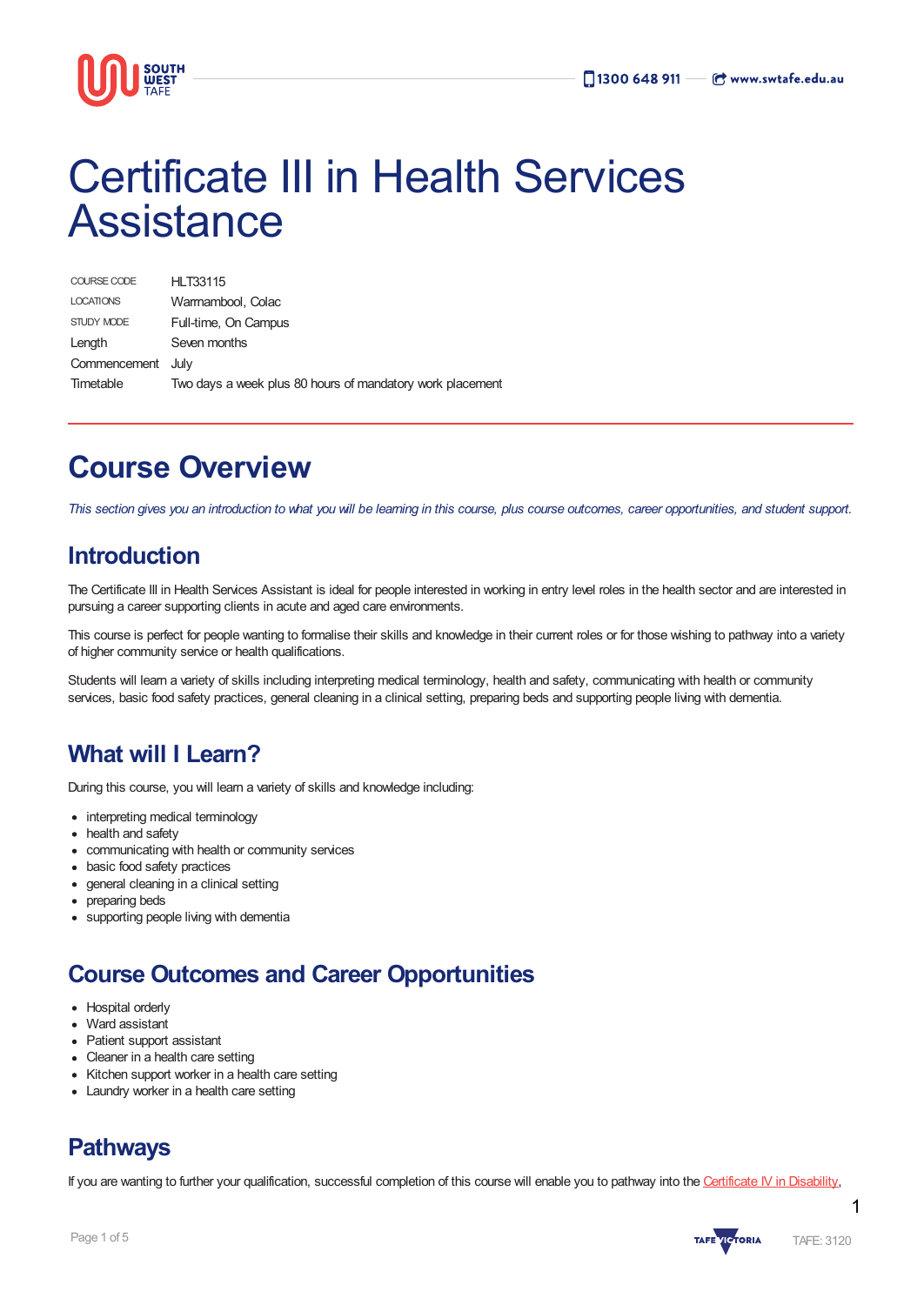# Certificate III in Health Services Assistance

| | |
|---|---|
| COURSE CODE | HLT33115 |
| LOCATIONS | Warrnambool, Colac |
| STUDY MODE | Full-time, On Campus |
| Length | Seven months |
| Commencement | July |
| Timetable | Two days a week plus 80 hours of mandatory work placement |

## Course Overview

*This section gives you an introduction to what you will be learning in this course, plus course outcomes, career opportunities, and student support.*

### Introduction

The Certificate III in Health Services Assistant is ideal for people interested in working in entry level roles in the health sector and are interested in pursuing a career supporting clients in acute and aged care environments.

This course is perfect for people wanting to formalise their skills and knowledge in their current roles or for those wishing to pathway into a variety of higher community service or health qualifications.

Students will learn a variety of skills including interpreting medical terminology, health and safety, communicating with health or community services, basic food safety practices, general cleaning in a clinical setting, preparing beds and supporting people living with dementia.

### What will I Learn?

During this course, you will learn a variety of skills and knowledge including:

- interpreting medical terminology
- health and safety
- communicating with health or community services
- basic food safety practices
- general cleaning in a clinical setting
- preparing beds
- supporting people living with dementia

### Course Outcomes and Career Opportunities

- Hospital orderly
- Ward assistant
- Patient support assistant
- Cleaner in a health care setting
- Kitchen support worker in a health care setting
- Laundry worker in a health care setting

### Pathways

If you are wanting to further your qualification, successful completion of this course will enable you to pathway into the Certificate IV in Disability,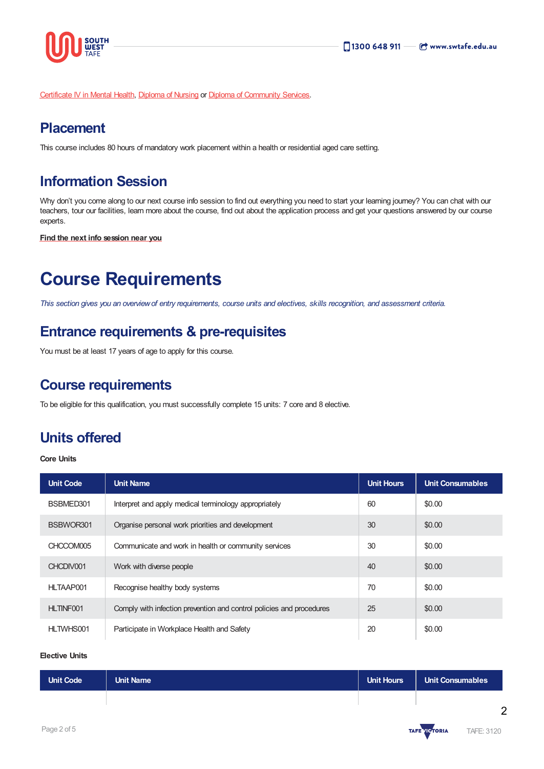Certificate IV in Mental Health, Diploma of Nursing or Diploma of Community Services.

## Placement

This course includes 80 hours of mandatory work placement within a health or residential aged care setting.

## Information Session

Why don't you come along to our next course info session to find out everything you need to start your learning journey? You can chat with our teachers, tour our facilities, learn more about the course, find out about the application process and get your questions answered by our course experts.

**Find the next info session near you**

# Course Requirements

*This section gives you an overview of entry requirements, course units and electives, skills recognition, and assessment criteria.*

## Entrance requirements & pre-requisites

You must be at least 17 years of age to apply for this course.

## Course requirements

To be eligible for this qualification, you must successfully complete 15 units: 7 core and 8 elective.

## Units offered

**Core Units**

| Unit Code | Unit Name | Unit Hours | Unit Consumables |
|---|---|---|---|
| BSBMED301 | Interpret and apply medical terminology appropriately | 60 | $0.00 |
| BSBWOR301 | Organise personal work priorities and development | 30 | $0.00 |
| CHCCOM005 | Communicate and work in health or community services | 30 | $0.00 |
| CHCDIV001 | Work with diverse people | 40 | $0.00 |
| HLTAAP001 | Recognise healthy body systems | 70 | $0.00 |
| HLTINF001 | Comply with infection prevention and control policies and procedures | 25 | $0.00 |
| HLTWHS001 | Participate in Workplace Health and Safety | 20 | $0.00 |

**Elective Units**

| Unit Code | Unit Name | Unit Hours | Unit Consumables |
|---|---|---|---|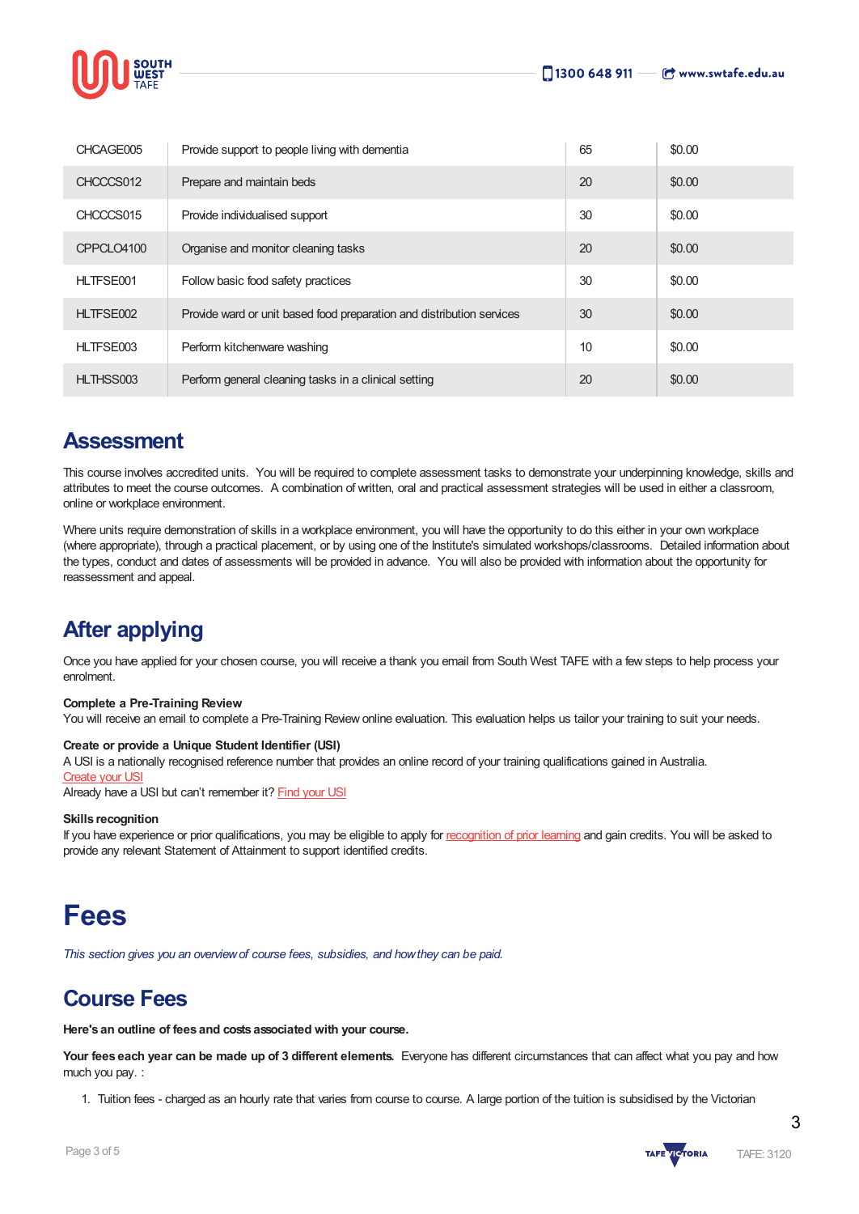| CHCAGE005 | Provide support to people living with dementia | 65 | $0.00 |
|---|---|---|---|
| CHCCCS012 | Prepare and maintain beds | 20 | $0.00 |
| CHCCCS015 | Provide individualised support | 30 | $0.00 |
| CPPCLO4100 | Organise and monitor cleaning tasks | 20 | $0.00 |
| HLTFSE001 | Follow basic food safety practices | 30 | $0.00 |
| HLTFSE002 | Provide ward or unit based food preparation and distribution services | 30 | $0.00 |
| HLTFSE003 | Perform kitchenware washing | 10 | $0.00 |
| HLTHSS003 | Perform general cleaning tasks in a clinical setting | 20 | $0.00 |

## Assessment

This course involves accredited units. You will be required to complete assessment tasks to demonstrate your underpinning knowledge, skills and attributes to meet the course outcomes. A combination of written, oral and practical assessment strategies will be used in either a classroom, online or workplace environment.

Where units require demonstration of skills in a workplace environment, you will have the opportunity to do this either in your own workplace (where appropriate), through a practical placement, or by using one of the Institute's simulated workshops/classrooms. Detailed information about the types, conduct and dates of assessments will be provided in advance. You will also be provided with information about the opportunity for reassessment and appeal.

## After applying

Once you have applied for your chosen course, you will receive a thank you email from South West TAFE with a few steps to help process your enrolment.

**Complete a Pre-Training Review**
You will receive an email to complete a Pre-Training Review online evaluation. This evaluation helps us tailor your training to suit your needs.

**Create or provide a Unique Student Identifier (USI)**
A USI is a nationally recognised reference number that provides an online record of your training qualifications gained in Australia.
Create your USI
Already have a USI but can't remember it? Find your USI

**Skills recognition**
If you have experience or prior qualifications, you may be eligible to apply for recognition of prior learning and gain credits. You will be asked to provide any relevant Statement of Attainment to support identified credits.

# Fees

*This section gives you an overview of course fees, subsidies, and how they can be paid.*

## Course Fees

**Here's an outline of fees and costs associated with your course.**

**Your fees each year can be made up of 3 different elements.** Everyone has different circumstances that can affect what you pay and how much you pay. :

1. Tuition fees - charged as an hourly rate that varies from course to course. A large portion of the tuition is subsidised by the Victorian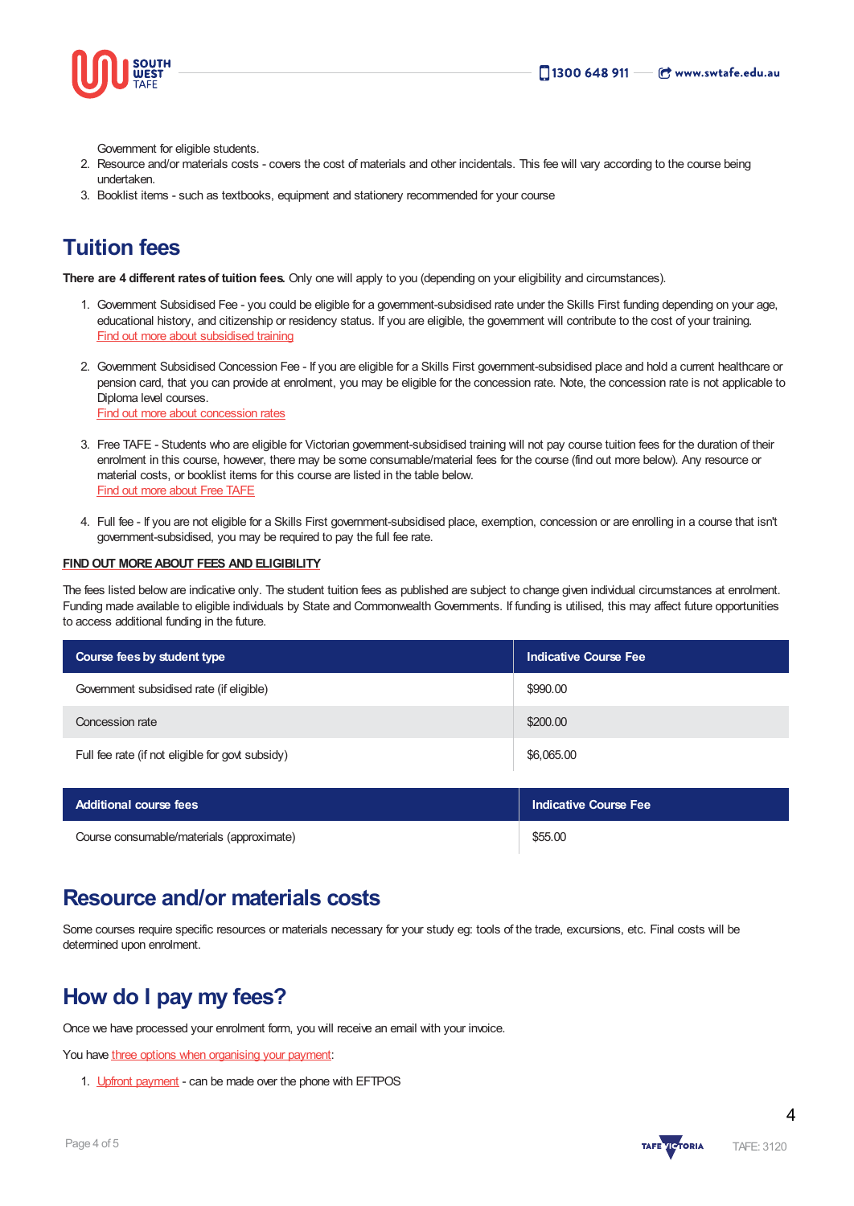Government for eligible students.

2. Resource and/or materials costs - covers the cost of materials and other incidentals. This fee will vary according to the course being undertaken.
3. Booklist items - such as textbooks, equipment and stationery recommended for your course

## Tuition fees

**There are 4 different rates of tuition fees.** Only one will apply to you (depending on your eligibility and circumstances).

1. Government Subsidised Fee - you could be eligible for a government-subsidised rate under the Skills First funding depending on your age, educational history, and citizenship or residency status. If you are eligible, the government will contribute to the cost of your training.
   Find out more about subsidised training

2. Government Subsidised Concession Fee - If you are eligible for a Skills First government-subsidised place and hold a current healthcare or pension card, that you can provide at enrolment, you may be eligible for the concession rate. Note, the concession rate is not applicable to Diploma level courses.
   Find out more about concession rates

3. Free TAFE - Students who are eligible for Victorian government-subsidised training will not pay course tuition fees for the duration of their enrolment in this course, however, there may be some consumable/material fees for the course (find out more below). Any resource or material costs, or booklist items for this course are listed in the table below.
   Find out more about Free TAFE

4. Full fee - If you are not eligible for a Skills First government-subsidised place, exemption, concession or are enrolling in a course that isn't government-subsidised, you may be required to pay the full fee rate.

FIND OUT MORE ABOUT FEES AND ELIGIBILITY

The fees listed below are indicative only. The student tuition fees as published are subject to change given individual circumstances at enrolment. Funding made available to eligible individuals by State and Commonwealth Governments. If funding is utilised, this may affect future opportunities to access additional funding in the future.

| Course fees by student type | Indicative Course Fee |
|---|---|
| Government subsidised rate (if eligible) | $990.00 |
| Concession rate | $200.00 |
| Full fee rate (if not eligible for govt subsidy) | $6,065.00 |

| Additional course fees | Indicative Course Fee |
|---|---|
| Course consumable/materials (approximate) | $55.00 |

## Resource and/or materials costs

Some courses require specific resources or materials necessary for your study eg: tools of the trade, excursions, etc. Final costs will be determined upon enrolment.

## How do I pay my fees?

Once we have processed your enrolment form, you will receive an email with your invoice.

You have three options when organising your payment:

1. Upfront payment - can be made over the phone with EFTPOS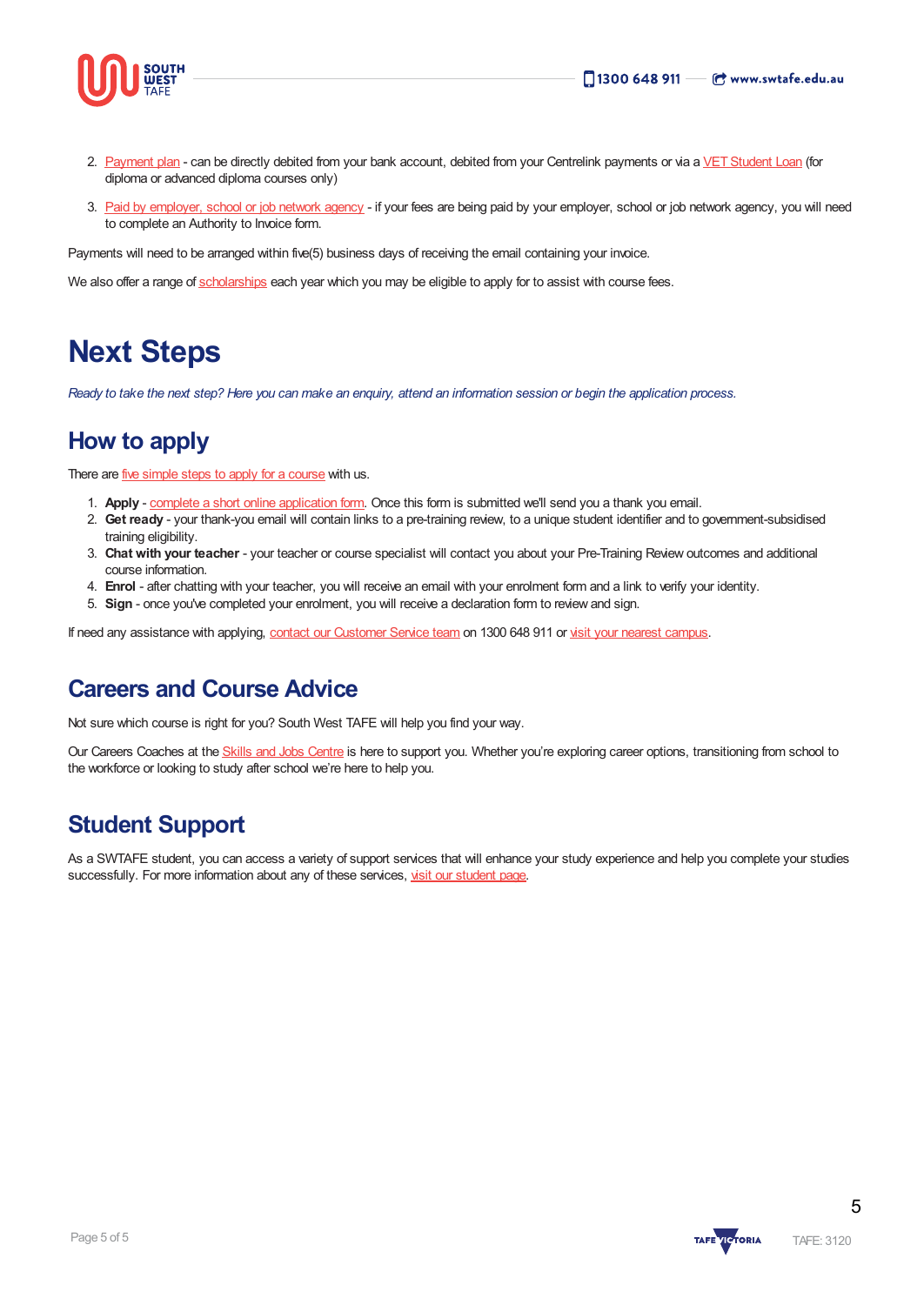2. Payment plan - can be directly debited from your bank account, debited from your Centrelink payments or via a VET Student Loan (for diploma or advanced diploma courses only)

3. Paid by employer, school or job network agency - if your fees are being paid by your employer, school or job network agency, you will need to complete an Authority to Invoice form.

Payments will need to be arranged within five(5) business days of receiving the email containing your invoice.

We also offer a range of scholarships each year which you may be eligible to apply for to assist with course fees.

# Next Steps

*Ready to take the next step? Here you can make an enquiry, attend an information session or begin the application process.*

## How to apply

There are five simple steps to apply for a course with us.

1. **Apply** - complete a short online application form. Once this form is submitted we'll send you a thank you email.
2. **Get ready** - your thank-you email will contain links to a pre-training review, to a unique student identifier and to government-subsidised training eligibility.
3. **Chat with your teacher** - your teacher or course specialist will contact you about your Pre-Training Review outcomes and additional course information.
4. **Enrol** - after chatting with your teacher, you will receive an email with your enrolment form and a link to verify your identity.
5. **Sign** - once you've completed your enrolment, you will receive a declaration form to review and sign.

If need any assistance with applying, contact our Customer Service team on 1300 648 911 or visit your nearest campus.

## Careers and Course Advice

Not sure which course is right for you? South West TAFE will help you find your way.

Our Careers Coaches at the Skills and Jobs Centre is here to support you. Whether you're exploring career options, transitioning from school to the workforce or looking to study after school we're here to help you.

## Student Support

As a SWTAFE student, you can access a variety of support services that will enhance your study experience and help you complete your studies successfully. For more information about any of these services, visit our student page.